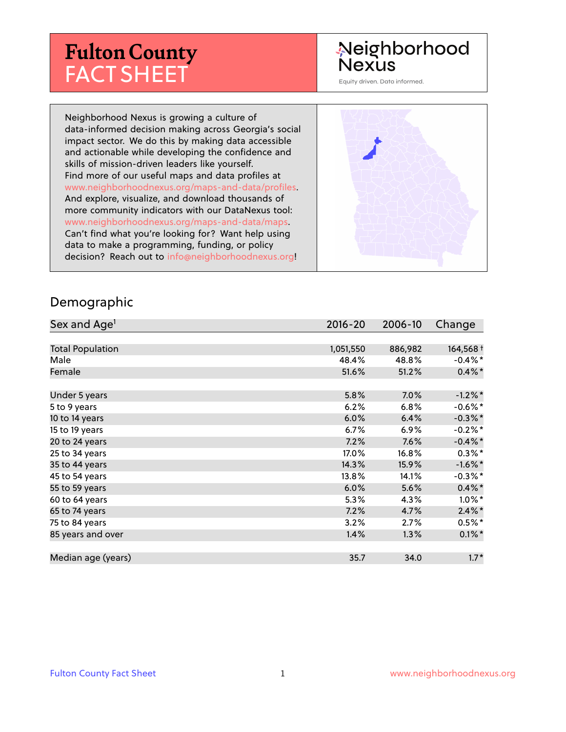# Fulton County FACT SHEET

Neighborhood Nexus

Equity driven. Data informed.

Neighborhood Nexus is growing a culture of data-informed decision making across Georgia's social impact sector. We do this by making data accessible and actionable while developing the confidence and skills of mission-driven leaders like yourself. Find more of our useful maps and data profiles at www.neighborhoodnexus.org/maps-and-data/profiles. And explore, visualize, and download thousands of more community indicators with our DataNexus tool: www.neighborhoodnexus.org/maps-and-data/maps. Can't find what you're looking for? Want help using data to make a programming, funding, or policy decision? Reach out to info@neighborhoodnexus.org!

## Demographic

| Sex and Age[1] | 2016-20 | 2006-10 | Change |
|---|---|---|---|
| Total Population | 1,051,550 | 886,982 | 164,568 † |
| Male | 48.4% | 48.8% | -0.4%* |
| Female | 51.6% | 51.2% | 0.4%* |
| | | | |
| Under 5 years | 5.8% | 7.0% | -1.2%* |
| 5 to 9 years | 6.2% | 6.8% | -0.6%* |
| 10 to 14 years | 6.0% | 6.4% | -0.3%* |
| 15 to 19 years | 6.7% | 6.9% | -0.2%* |
| 20 to 24 years | 7.2% | 7.6% | -0.4%* |
| 25 to 34 years | 17.0% | 16.8% | 0.3%* |
| 35 to 44 years | 14.3% | 15.9% | -1.6%* |
| 45 to 54 years | 13.8% | 14.1% | -0.3%* |
| 55 to 59 years | 6.0% | 5.6% | 0.4%* |
| 60 to 64 years | 5.3% | 4.3% | 1.0%* |
| 65 to 74 years | 7.2% | 4.7% | 2.4%* |
| 75 to 84 years | 3.2% | 2.7% | 0.5%* |
| 85 years and over | 1.4% | 1.3% | 0.1%* |
| | | | |
| Median age (years) | 35.7 | 34.0 | 1.7* |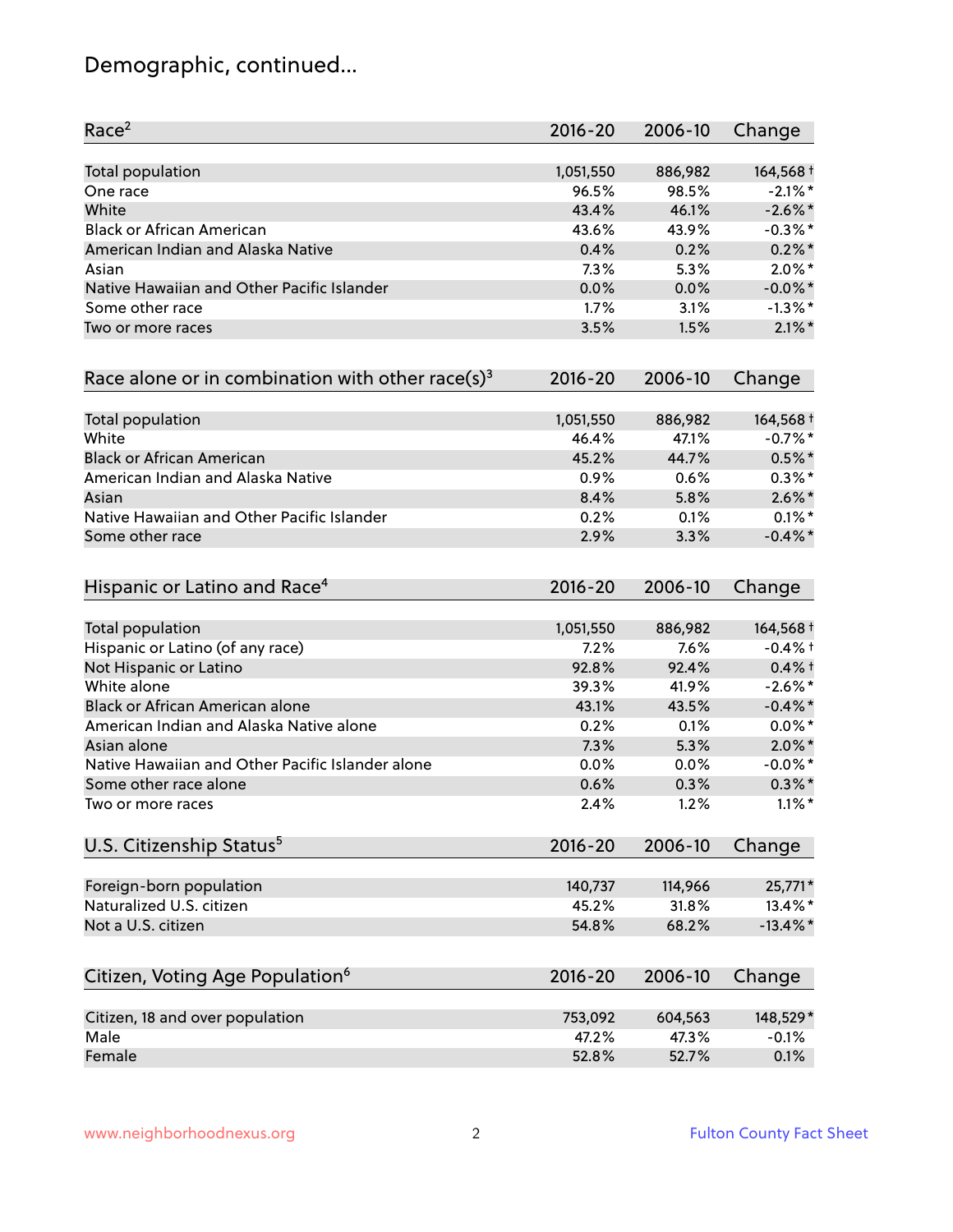## Demographic, continued...

| Race[2] | 2016-20 | 2006-10 | Change |
|---|---|---|---|
| Total population | 1,051,550 | 886,982 | 164,568 † |
| One race | 96.5% | 98.5% | -2.1% * |
| White | 43.4% | 46.1% | -2.6% * |
| Black or African American | 43.6% | 43.9% | -0.3% * |
| American Indian and Alaska Native | 0.4% | 0.2% | 0.2% * |
| Asian | 7.3% | 5.3% | 2.0% * |
| Native Hawaiian and Other Pacific Islander | 0.0% | 0.0% | -0.0% * |
| Some other race | 1.7% | 3.1% | -1.3% * |
| Two or more races | 3.5% | 1.5% | 2.1% * |

| Race alone or in combination with other race(s)[3] | 2016-20 | 2006-10 | Change |
|---|---|---|---|
| Total population | 1,051,550 | 886,982 | 164,568 † |
| White | 46.4% | 47.1% | -0.7% * |
| Black or African American | 45.2% | 44.7% | 0.5% * |
| American Indian and Alaska Native | 0.9% | 0.6% | 0.3% * |
| Asian | 8.4% | 5.8% | 2.6% * |
| Native Hawaiian and Other Pacific Islander | 0.2% | 0.1% | 0.1% * |
| Some other race | 2.9% | 3.3% | -0.4% * |

| Hispanic or Latino and Race[4] | 2016-20 | 2006-10 | Change |
|---|---|---|---|
| Total population | 1,051,550 | 886,982 | 164,568 † |
| Hispanic or Latino (of any race) | 7.2% | 7.6% | -0.4% † |
| Not Hispanic or Latino | 92.8% | 92.4% | 0.4% † |
| White alone | 39.3% | 41.9% | -2.6% * |
| Black or African American alone | 43.1% | 43.5% | -0.4% * |
| American Indian and Alaska Native alone | 0.2% | 0.1% | 0.0% * |
| Asian alone | 7.3% | 5.3% | 2.0% * |
| Native Hawaiian and Other Pacific Islander alone | 0.0% | 0.0% | -0.0% * |
| Some other race alone | 0.6% | 0.3% | 0.3% * |
| Two or more races | 2.4% | 1.2% | 1.1% * |

| U.S. Citizenship Status[5] | 2016-20 | 2006-10 | Change |
|---|---|---|---|
| Foreign-born population | 140,737 | 114,966 | 25,771 * |
| Naturalized U.S. citizen | 45.2% | 31.8% | 13.4% * |
| Not a U.S. citizen | 54.8% | 68.2% | -13.4% * |

| Citizen, Voting Age Population[6] | 2016-20 | 2006-10 | Change |
|---|---|---|---|
| Citizen, 18 and over population | 753,092 | 604,563 | 148,529 * |
| Male | 47.2% | 47.3% | -0.1% |
| Female | 52.8% | 52.7% | 0.1% |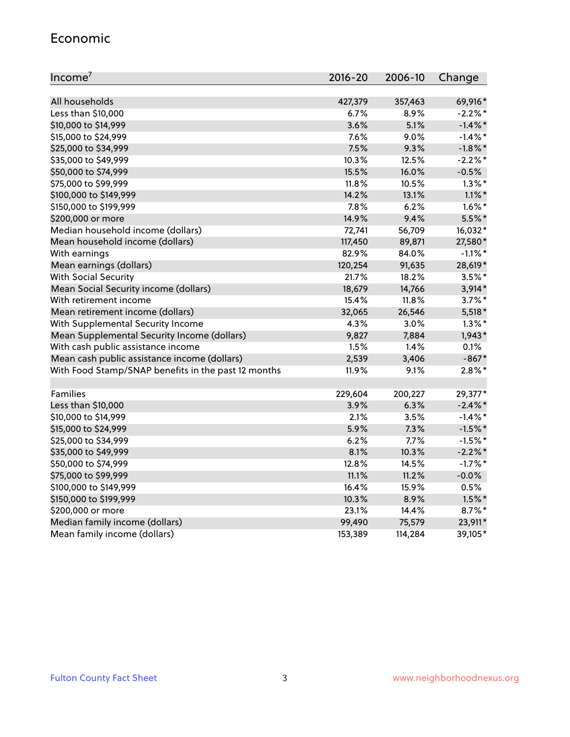## Economic

| Income[7] | 2016-20 | 2006-10 | Change |
|---|---|---|---|
| All households | 427,379 | 357,463 | 69,916* |
| Less than $10,000 | 6.7% | 8.9% | -2.2%* |
| $10,000 to $14,999 | 3.6% | 5.1% | -1.4%* |
| $15,000 to $24,999 | 7.6% | 9.0% | -1.4%* |
| $25,000 to $34,999 | 7.5% | 9.3% | -1.8%* |
| $35,000 to $49,999 | 10.3% | 12.5% | -2.2%* |
| $50,000 to $74,999 | 15.5% | 16.0% | -0.5% |
| $75,000 to $99,999 | 11.8% | 10.5% | 1.3%* |
| $100,000 to $149,999 | 14.2% | 13.1% | 1.1%* |
| $150,000 to $199,999 | 7.8% | 6.2% | 1.6%* |
| $200,000 or more | 14.9% | 9.4% | 5.5%* |
| Median household income (dollars) | 72,741 | 56,709 | 16,032* |
| Mean household income (dollars) | 117,450 | 89,871 | 27,580* |
| With earnings | 82.9% | 84.0% | -1.1%* |
| Mean earnings (dollars) | 120,254 | 91,635 | 28,619* |
| With Social Security | 21.7% | 18.2% | 3.5%* |
| Mean Social Security income (dollars) | 18,679 | 14,766 | 3,914* |
| With retirement income | 15.4% | 11.8% | 3.7%* |
| Mean retirement income (dollars) | 32,065 | 26,546 | 5,518* |
| With Supplemental Security Income | 4.3% | 3.0% | 1.3%* |
| Mean Supplemental Security Income (dollars) | 9,827 | 7,884 | 1,943* |
| With cash public assistance income | 1.5% | 1.4% | 0.1% |
| Mean cash public assistance income (dollars) | 2,539 | 3,406 | -867* |
| With Food Stamp/SNAP benefits in the past 12 months | 11.9% | 9.1% | 2.8%* |
| | | | |
| Families | 229,604 | 200,227 | 29,377* |
| Less than $10,000 | 3.9% | 6.3% | -2.4%* |
| $10,000 to $14,999 | 2.1% | 3.5% | -1.4%* |
| $15,000 to $24,999 | 5.9% | 7.3% | -1.5%* |
| $25,000 to $34,999 | 6.2% | 7.7% | -1.5%* |
| $35,000 to $49,999 | 8.1% | 10.3% | -2.2%* |
| $50,000 to $74,999 | 12.8% | 14.5% | -1.7%* |
| $75,000 to $99,999 | 11.1% | 11.2% | -0.0% |
| $100,000 to $149,999 | 16.4% | 15.9% | 0.5% |
| $150,000 to $199,999 | 10.3% | 8.9% | 1.5%* |
| $200,000 or more | 23.1% | 14.4% | 8.7%* |
| Median family income (dollars) | 99,490 | 75,579 | 23,911* |
| Mean family income (dollars) | 153,389 | 114,284 | 39,105* |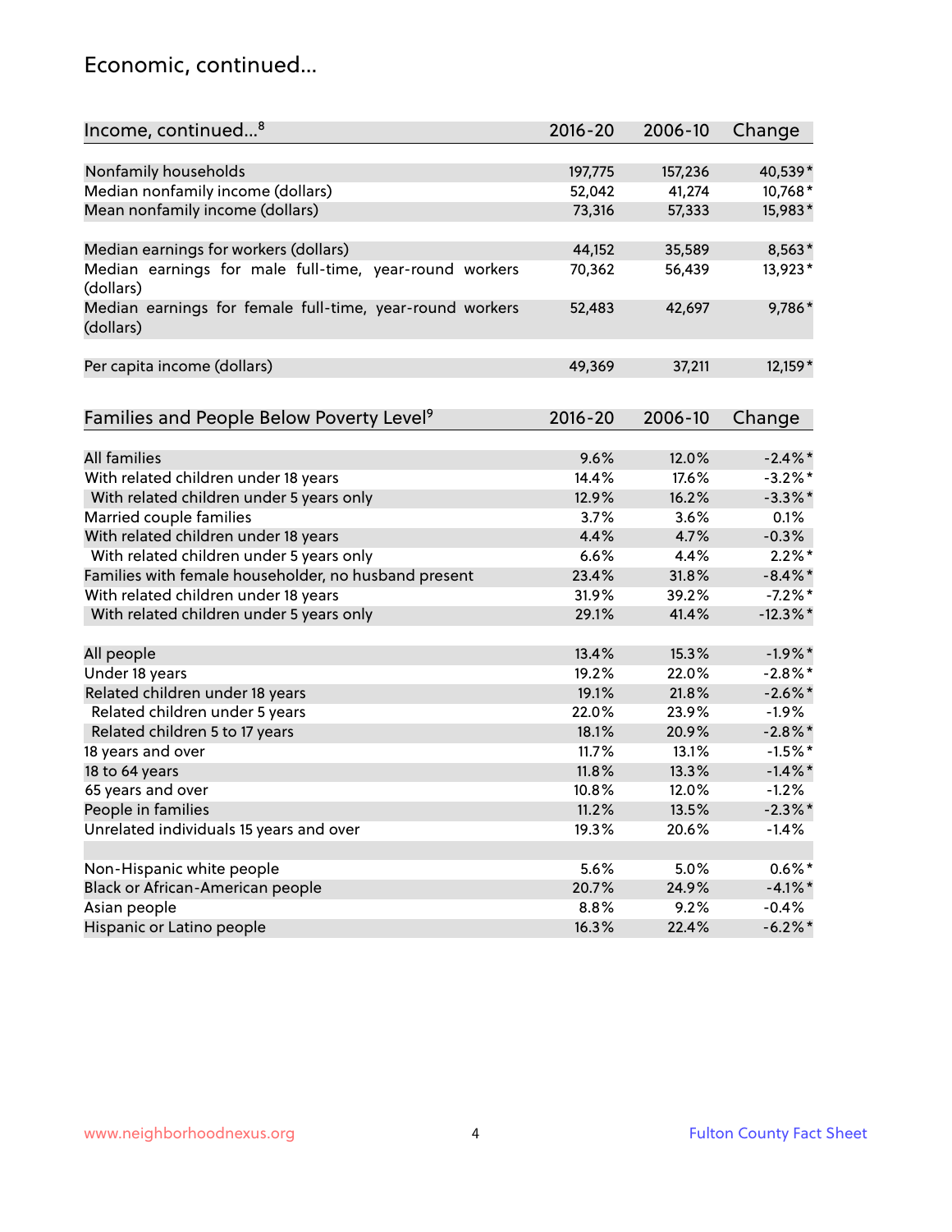# Economic, continued...

| Income, continued...[8] | 2016-20 | 2006-10 | Change |
|---|---|---|---|
| Nonfamily households | 197,775 | 157,236 | 40,539* |
| Median nonfamily income (dollars) | 52,042 | 41,274 | 10,768* |
| Mean nonfamily income (dollars) | 73,316 | 57,333 | 15,983* |
| Median earnings for workers (dollars) | 44,152 | 35,589 | 8,563* |
| Median earnings for male full-time, year-round workers (dollars) | 70,362 | 56,439 | 13,923* |
| Median earnings for female full-time, year-round workers (dollars) | 52,483 | 42,697 | 9,786* |
| Per capita income (dollars) | 49,369 | 37,211 | 12,159* |

| Families and People Below Poverty Level[9] | 2016-20 | 2006-10 | Change |
|---|---|---|---|
| All families | 9.6% | 12.0% | -2.4%* |
| With related children under 18 years | 14.4% | 17.6% | -3.2%* |
| With related children under 5 years only | 12.9% | 16.2% | -3.3%* |
| Married couple families | 3.7% | 3.6% | 0.1% |
| With related children under 18 years | 4.4% | 4.7% | -0.3% |
| With related children under 5 years only | 6.6% | 4.4% | 2.2%* |
| Families with female householder, no husband present | 23.4% | 31.8% | -8.4%* |
| With related children under 18 years | 31.9% | 39.2% | -7.2%* |
| With related children under 5 years only | 29.1% | 41.4% | -12.3%* |
| All people | 13.4% | 15.3% | -1.9%* |
| Under 18 years | 19.2% | 22.0% | -2.8%* |
| Related children under 18 years | 19.1% | 21.8% | -2.6%* |
| Related children under 5 years | 22.0% | 23.9% | -1.9% |
| Related children 5 to 17 years | 18.1% | 20.9% | -2.8%* |
| 18 years and over | 11.7% | 13.1% | -1.5%* |
| 18 to 64 years | 11.8% | 13.3% | -1.4%* |
| 65 years and over | 10.8% | 12.0% | -1.2% |
| People in families | 11.2% | 13.5% | -2.3%* |
| Unrelated individuals 15 years and over | 19.3% | 20.6% | -1.4% |
| Non-Hispanic white people | 5.6% | 5.0% | 0.6%* |
| Black or African-American people | 20.7% | 24.9% | -4.1%* |
| Asian people | 8.8% | 9.2% | -0.4% |
| Hispanic or Latino people | 16.3% | 22.4% | -6.2%* |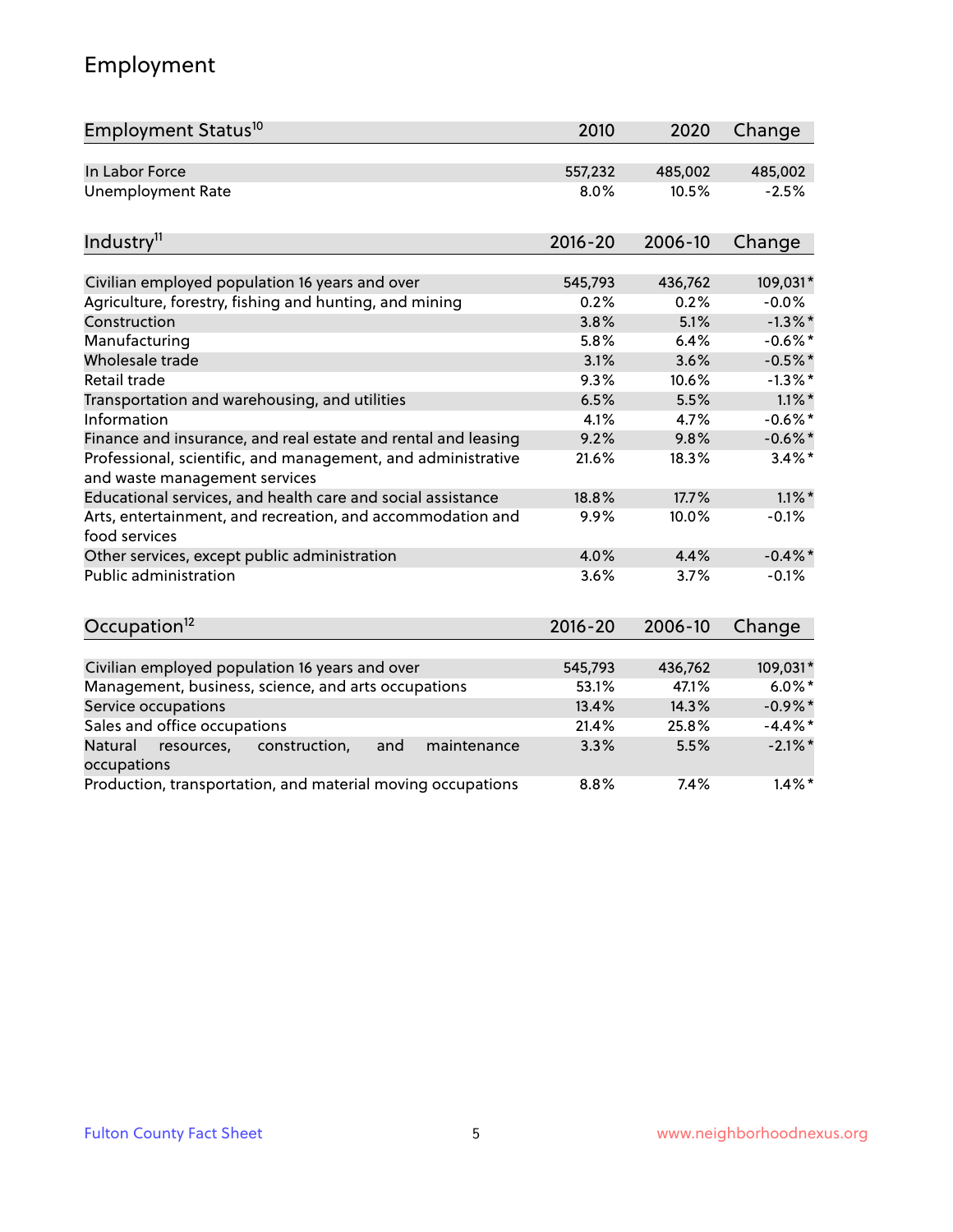# Employment

| Employment Status[10] | 2010 | 2020 | Change |
|---|---|---|---|
| In Labor Force | 557,232 | 485,002 | 485,002 |
| Unemployment Rate | 8.0% | 10.5% | -2.5% |

| Industry[11] | 2016-20 | 2006-10 | Change |
|---|---|---|---|
| Civilian employed population 16 years and over | 545,793 | 436,762 | 109,031* |
| Agriculture, forestry, fishing and hunting, and mining | 0.2% | 0.2% | -0.0% |
| Construction | 3.8% | 5.1% | -1.3%* |
| Manufacturing | 5.8% | 6.4% | -0.6%* |
| Wholesale trade | 3.1% | 3.6% | -0.5%* |
| Retail trade | 9.3% | 10.6% | -1.3%* |
| Transportation and warehousing, and utilities | 6.5% | 5.5% | 1.1%* |
| Information | 4.1% | 4.7% | -0.6%* |
| Finance and insurance, and real estate and rental and leasing | 9.2% | 9.8% | -0.6%* |
| Professional, scientific, and management, and administrative and waste management services | 21.6% | 18.3% | 3.4%* |
| Educational services, and health care and social assistance | 18.8% | 17.7% | 1.1%* |
| Arts, entertainment, and recreation, and accommodation and food services | 9.9% | 10.0% | -0.1% |
| Other services, except public administration | 4.0% | 4.4% | -0.4%* |
| Public administration | 3.6% | 3.7% | -0.1% |

| Occupation[12] | 2016-20 | 2006-10 | Change |
|---|---|---|---|
| Civilian employed population 16 years and over | 545,793 | 436,762 | 109,031* |
| Management, business, science, and arts occupations | 53.1% | 47.1% | 6.0%* |
| Service occupations | 13.4% | 14.3% | -0.9%* |
| Sales and office occupations | 21.4% | 25.8% | -4.4%* |
| Natural resources, construction, and maintenance occupations | 3.3% | 5.5% | -2.1%* |
| Production, transportation, and material moving occupations | 8.8% | 7.4% | 1.4%* |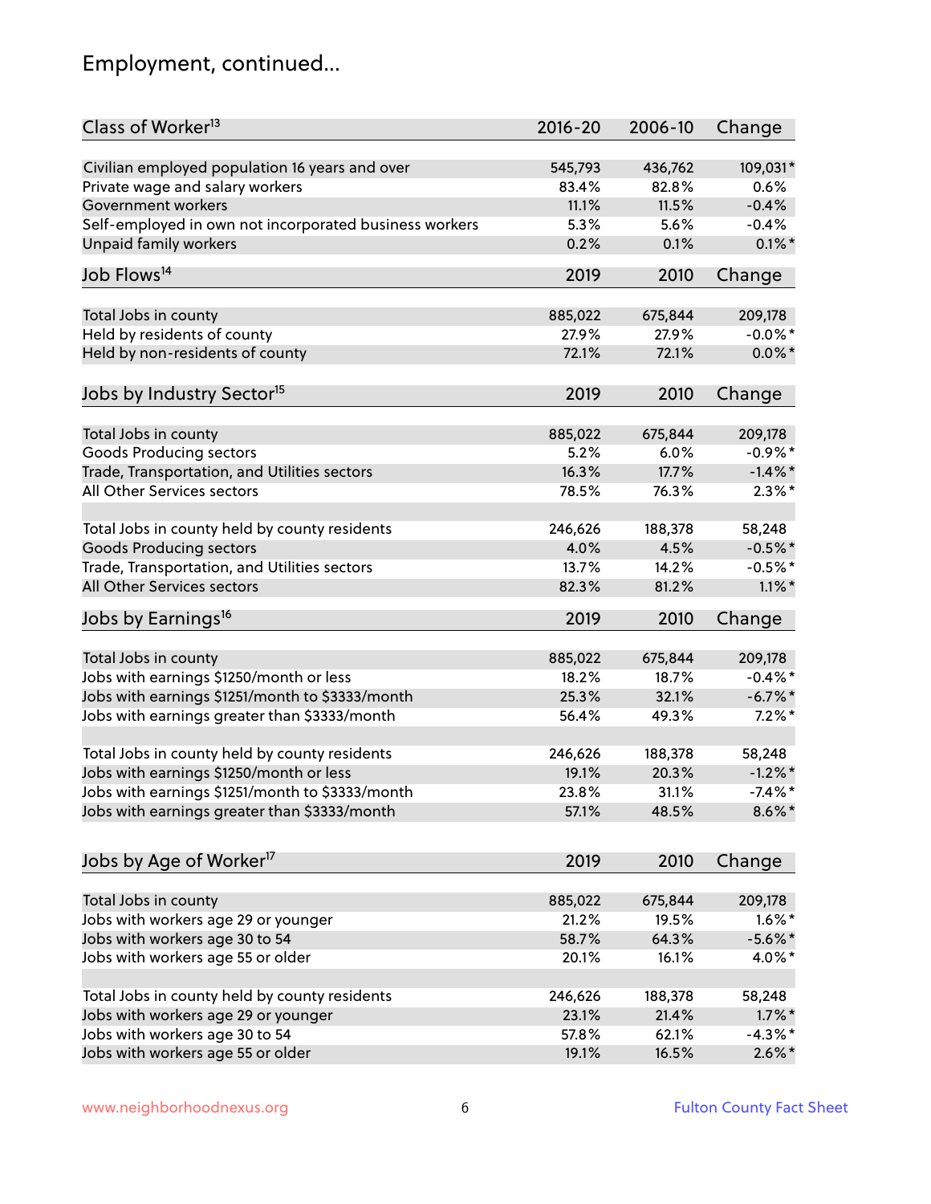## Employment, continued...

| Class of Worker[13] | 2016-20 | 2006-10 | Change |
|---|---|---|---|
| Civilian employed population 16 years and over | 545,793 | 436,762 | 109,031* |
| Private wage and salary workers | 83.4% | 82.8% | 0.6% |
| Government workers | 11.1% | 11.5% | -0.4% |
| Self-employed in own not incorporated business workers | 5.3% | 5.6% | -0.4% |
| Unpaid family workers | 0.2% | 0.1% | 0.1%* |

| Job Flows[14] | 2019 | 2010 | Change |
|---|---|---|---|
| Total Jobs in county | 885,022 | 675,844 | 209,178 |
| Held by residents of county | 27.9% | 27.9% | -0.0%* |
| Held by non-residents of county | 72.1% | 72.1% | 0.0%* |

| Jobs by Industry Sector[15] | 2019 | 2010 | Change |
|---|---|---|---|
| Total Jobs in county | 885,022 | 675,844 | 209,178 |
| Goods Producing sectors | 5.2% | 6.0% | -0.9%* |
| Trade, Transportation, and Utilities sectors | 16.3% | 17.7% | -1.4%* |
| All Other Services sectors | 78.5% | 76.3% | 2.3%* |
| | | | |
| Total Jobs in county held by county residents | 246,626 | 188,378 | 58,248 |
| Goods Producing sectors | 4.0% | 4.5% | -0.5%* |
| Trade, Transportation, and Utilities sectors | 13.7% | 14.2% | -0.5%* |
| All Other Services sectors | 82.3% | 81.2% | 1.1%* |

| Jobs by Earnings[16] | 2019 | 2010 | Change |
|---|---|---|---|
| Total Jobs in county | 885,022 | 675,844 | 209,178 |
| Jobs with earnings $1250/month or less | 18.2% | 18.7% | -0.4%* |
| Jobs with earnings $1251/month to $3333/month | 25.3% | 32.1% | -6.7%* |
| Jobs with earnings greater than $3333/month | 56.4% | 49.3% | 7.2%* |
| | | | |
| Total Jobs in county held by county residents | 246,626 | 188,378 | 58,248 |
| Jobs with earnings $1250/month or less | 19.1% | 20.3% | -1.2%* |
| Jobs with earnings $1251/month to $3333/month | 23.8% | 31.1% | -7.4%* |
| Jobs with earnings greater than $3333/month | 57.1% | 48.5% | 8.6%* |

| Jobs by Age of Worker[17] | 2019 | 2010 | Change |
|---|---|---|---|
| Total Jobs in county | 885,022 | 675,844 | 209,178 |
| Jobs with workers age 29 or younger | 21.2% | 19.5% | 1.6%* |
| Jobs with workers age 30 to 54 | 58.7% | 64.3% | -5.6%* |
| Jobs with workers age 55 or older | 20.1% | 16.1% | 4.0%* |
| | | | |
| Total Jobs in county held by county residents | 246,626 | 188,378 | 58,248 |
| Jobs with workers age 29 or younger | 23.1% | 21.4% | 1.7%* |
| Jobs with workers age 30 to 54 | 57.8% | 62.1% | -4.3%* |
| Jobs with workers age 55 or older | 19.1% | 16.5% | 2.6%* |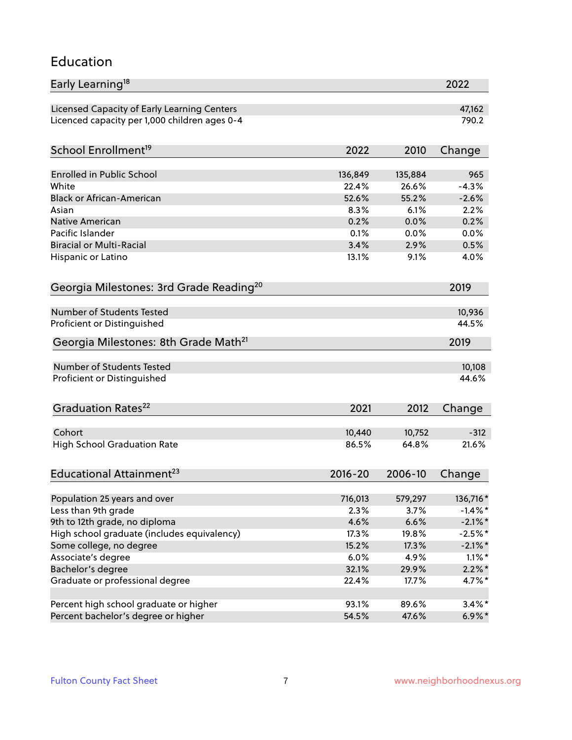## Education

| Early Learning[18] | 2022 |
|---|---|
| Licensed Capacity of Early Learning Centers | 47,162 |
| Licenced capacity per 1,000 children ages 0-4 | 790.2 |

| School Enrollment[19] | 2022 | 2010 | Change |
|---|---|---|---|
| Enrolled in Public School | 136,849 | 135,884 | 965 |
| White | 22.4% | 26.6% | -4.3% |
| Black or African-American | 52.6% | 55.2% | -2.6% |
| Asian | 8.3% | 6.1% | 2.2% |
| Native American | 0.2% | 0.0% | 0.2% |
| Pacific Islander | 0.1% | 0.0% | 0.0% |
| Biracial or Multi-Racial | 3.4% | 2.9% | 0.5% |
| Hispanic or Latino | 13.1% | 9.1% | 4.0% |

| Georgia Milestones: 3rd Grade Reading[20] | 2019 |
|---|---|
| Number of Students Tested | 10,936 |
| Proficient or Distinguished | 44.5% |

| Georgia Milestones: 8th Grade Math[21] | 2019 |
|---|---|
| Number of Students Tested | 10,108 |
| Proficient or Distinguished | 44.6% |

| Graduation Rates[22] | 2021 | 2012 | Change |
|---|---|---|---|
| Cohort | 10,440 | 10,752 | -312 |
| High School Graduation Rate | 86.5% | 64.8% | 21.6% |

| Educational Attainment[23] | 2016-20 | 2006-10 | Change |
|---|---|---|---|
| Population 25 years and over | 716,013 | 579,297 | 136,716* |
| Less than 9th grade | 2.3% | 3.7% | -1.4%* |
| 9th to 12th grade, no diploma | 4.6% | 6.6% | -2.1%* |
| High school graduate (includes equivalency) | 17.3% | 19.8% | -2.5%* |
| Some college, no degree | 15.2% | 17.3% | -2.1%* |
| Associate's degree | 6.0% | 4.9% | 1.1%* |
| Bachelor's degree | 32.1% | 29.9% | 2.2%* |
| Graduate or professional degree | 22.4% | 17.7% | 4.7%* |
| | | | |
| Percent high school graduate or higher | 93.1% | 89.6% | 3.4%* |
| Percent bachelor's degree or higher | 54.5% | 47.6% | 6.9%* |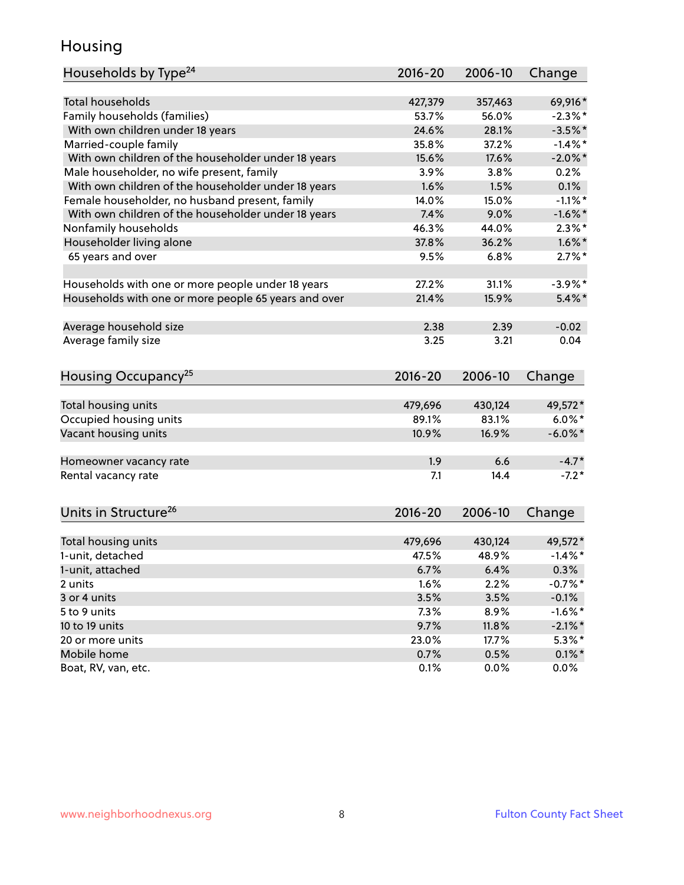# Housing

| Households by Type[24] | 2016-20 | 2006-10 | Change |
|---|---|---|---|
| Total households | 427,379 | 357,463 | 69,916* |
| Family households (families) | 53.7% | 56.0% | -2.3%* |
| With own children under 18 years | 24.6% | 28.1% | -3.5%* |
| Married-couple family | 35.8% | 37.2% | -1.4%* |
| With own children of the householder under 18 years | 15.6% | 17.6% | -2.0%* |
| Male householder, no wife present, family | 3.9% | 3.8% | 0.2% |
| With own children of the householder under 18 years | 1.6% | 1.5% | 0.1% |
| Female householder, no husband present, family | 14.0% | 15.0% | -1.1%* |
| With own children of the householder under 18 years | 7.4% | 9.0% | -1.6%* |
| Nonfamily households | 46.3% | 44.0% | 2.3%* |
| Householder living alone | 37.8% | 36.2% | 1.6%* |
| 65 years and over | 9.5% | 6.8% | 2.7%* |
| | | | |
| Households with one or more people under 18 years | 27.2% | 31.1% | -3.9%* |
| Households with one or more people 65 years and over | 21.4% | 15.9% | 5.4%* |
| | | | |
| Average household size | 2.38 | 2.39 | -0.02 |
| Average family size | 3.25 | 3.21 | 0.04 |

| Housing Occupancy[25] | 2016-20 | 2006-10 | Change |
|---|---|---|---|
| Total housing units | 479,696 | 430,124 | 49,572* |
| Occupied housing units | 89.1% | 83.1% | 6.0%* |
| Vacant housing units | 10.9% | 16.9% | -6.0%* |
| | | | |
| Homeowner vacancy rate | 1.9 | 6.6 | -4.7* |
| Rental vacancy rate | 7.1 | 14.4 | -7.2* |

| Units in Structure[26] | 2016-20 | 2006-10 | Change |
|---|---|---|---|
| Total housing units | 479,696 | 430,124 | 49,572* |
| 1-unit, detached | 47.5% | 48.9% | -1.4%* |
| 1-unit, attached | 6.7% | 6.4% | 0.3% |
| 2 units | 1.6% | 2.2% | -0.7%* |
| 3 or 4 units | 3.5% | 3.5% | -0.1% |
| 5 to 9 units | 7.3% | 8.9% | -1.6%* |
| 10 to 19 units | 9.7% | 11.8% | -2.1%* |
| 20 or more units | 23.0% | 17.7% | 5.3%* |
| Mobile home | 0.7% | 0.5% | 0.1%* |
| Boat, RV, van, etc. | 0.1% | 0.0% | 0.0% |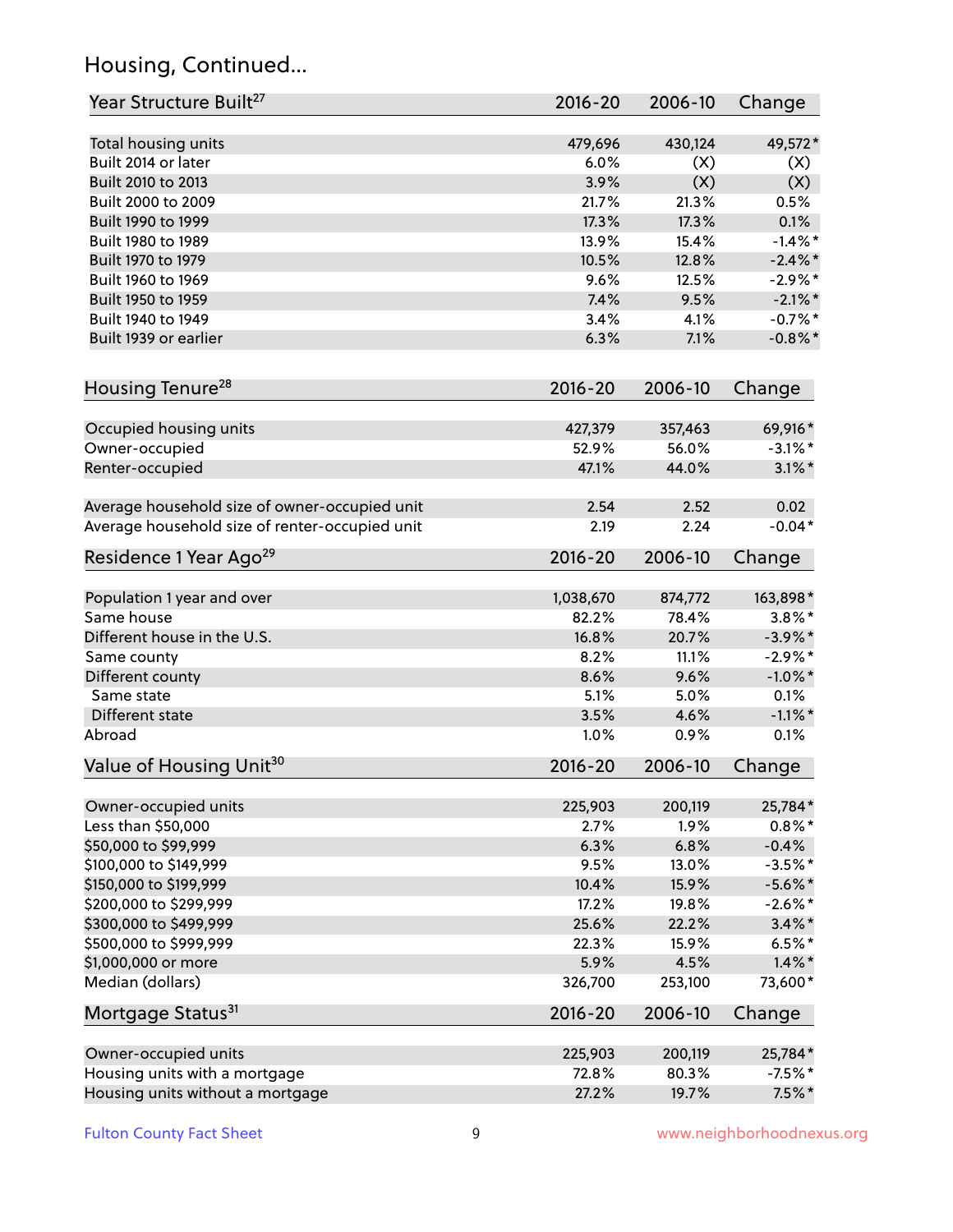## Housing, Continued...

| Year Structure Built[27] | 2016-20 | 2006-10 | Change |
|---|---|---|---|
| Total housing units | 479,696 | 430,124 | 49,572* |
| Built 2014 or later | 6.0% | (X) | (X) |
| Built 2010 to 2013 | 3.9% | (X) | (X) |
| Built 2000 to 2009 | 21.7% | 21.3% | 0.5% |
| Built 1990 to 1999 | 17.3% | 17.3% | 0.1% |
| Built 1980 to 1989 | 13.9% | 15.4% | -1.4%* |
| Built 1970 to 1979 | 10.5% | 12.8% | -2.4%* |
| Built 1960 to 1969 | 9.6% | 12.5% | -2.9%* |
| Built 1950 to 1959 | 7.4% | 9.5% | -2.1%* |
| Built 1940 to 1949 | 3.4% | 4.1% | -0.7%* |
| Built 1939 or earlier | 6.3% | 7.1% | -0.8%* |

| Housing Tenure[28] | 2016-20 | 2006-10 | Change |
|---|---|---|---|
| Occupied housing units | 427,379 | 357,463 | 69,916* |
| Owner-occupied | 52.9% | 56.0% | -3.1%* |
| Renter-occupied | 47.1% | 44.0% | 3.1%* |
| Average household size of owner-occupied unit | 2.54 | 2.52 | 0.02 |
| Average household size of renter-occupied unit | 2.19 | 2.24 | -0.04* |

| Residence 1 Year Ago[29] | 2016-20 | 2006-10 | Change |
|---|---|---|---|
| Population 1 year and over | 1,038,670 | 874,772 | 163,898* |
| Same house | 82.2% | 78.4% | 3.8%* |
| Different house in the U.S. | 16.8% | 20.7% | -3.9%* |
| Same county | 8.2% | 11.1% | -2.9%* |
| Different county | 8.6% | 9.6% | -1.0%* |
| Same state | 5.1% | 5.0% | 0.1% |
| Different state | 3.5% | 4.6% | -1.1%* |
| Abroad | 1.0% | 0.9% | 0.1% |

| Value of Housing Unit[30] | 2016-20 | 2006-10 | Change |
|---|---|---|---|
| Owner-occupied units | 225,903 | 200,119 | 25,784* |
| Less than $50,000 | 2.7% | 1.9% | 0.8%* |
| $50,000 to $99,999 | 6.3% | 6.8% | -0.4% |
| $100,000 to $149,999 | 9.5% | 13.0% | -3.5%* |
| $150,000 to $199,999 | 10.4% | 15.9% | -5.6%* |
| $200,000 to $299,999 | 17.2% | 19.8% | -2.6%* |
| $300,000 to $499,999 | 25.6% | 22.2% | 3.4%* |
| $500,000 to $999,999 | 22.3% | 15.9% | 6.5%* |
| $1,000,000 or more | 5.9% | 4.5% | 1.4%* |
| Median (dollars) | 326,700 | 253,100 | 73,600* |

| Mortgage Status[31] | 2016-20 | 2006-10 | Change |
|---|---|---|---|
| Owner-occupied units | 225,903 | 200,119 | 25,784* |
| Housing units with a mortgage | 72.8% | 80.3% | -7.5%* |
| Housing units without a mortgage | 27.2% | 19.7% | 7.5%* |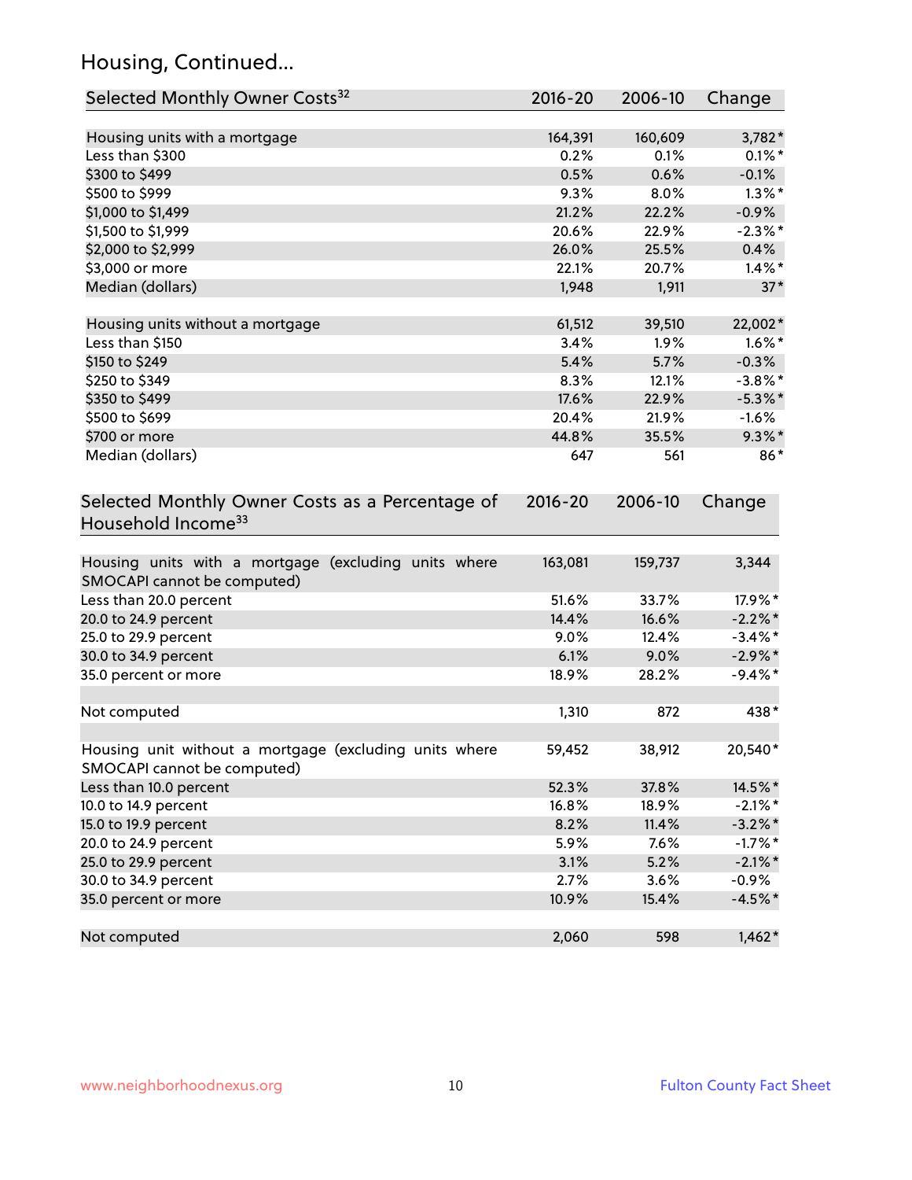## Housing, Continued...

| Selected Monthly Owner Costs[32] | 2016-20 | 2006-10 | Change |
|---|---|---|---|
| Housing units with a mortgage | 164,391 | 160,609 | 3,782* |
| Less than $300 | 0.2% | 0.1% | 0.1%* |
| $300 to $499 | 0.5% | 0.6% | -0.1% |
| $500 to $999 | 9.3% | 8.0% | 1.3%* |
| $1,000 to $1,499 | 21.2% | 22.2% | -0.9% |
| $1,500 to $1,999 | 20.6% | 22.9% | -2.3%* |
| $2,000 to $2,999 | 26.0% | 25.5% | 0.4% |
| $3,000 or more | 22.1% | 20.7% | 1.4%* |
| Median (dollars) | 1,948 | 1,911 | 37* |
| | | | |
| Housing units without a mortgage | 61,512 | 39,510 | 22,002* |
| Less than $150 | 3.4% | 1.9% | 1.6%* |
| $150 to $249 | 5.4% | 5.7% | -0.3% |
| $250 to $349 | 8.3% | 12.1% | -3.8%* |
| $350 to $499 | 17.6% | 22.9% | -5.3%* |
| $500 to $699 | 20.4% | 21.9% | -1.6% |
| $700 or more | 44.8% | 35.5% | 9.3%* |
| Median (dollars) | 647 | 561 | 86* |

| Selected Monthly Owner Costs as a Percentage of Household Income[33] | 2016-20 | 2006-10 | Change |
|---|---|---|---|
| Housing units with a mortgage (excluding units where SMOCAPI cannot be computed) | 163,081 | 159,737 | 3,344 |
| Less than 20.0 percent | 51.6% | 33.7% | 17.9%* |
| 20.0 to 24.9 percent | 14.4% | 16.6% | -2.2%* |
| 25.0 to 29.9 percent | 9.0% | 12.4% | -3.4%* |
| 30.0 to 34.9 percent | 6.1% | 9.0% | -2.9%* |
| 35.0 percent or more | 18.9% | 28.2% | -9.4%* |
| | | | |
| Not computed | 1,310 | 872 | 438* |
| | | | |
| Housing unit without a mortgage (excluding units where SMOCAPI cannot be computed) | 59,452 | 38,912 | 20,540* |
| Less than 10.0 percent | 52.3% | 37.8% | 14.5%* |
| 10.0 to 14.9 percent | 16.8% | 18.9% | -2.1%* |
| 15.0 to 19.9 percent | 8.2% | 11.4% | -3.2%* |
| 20.0 to 24.9 percent | 5.9% | 7.6% | -1.7%* |
| 25.0 to 29.9 percent | 3.1% | 5.2% | -2.1%* |
| 30.0 to 34.9 percent | 2.7% | 3.6% | -0.9% |
| 35.0 percent or more | 10.9% | 15.4% | -4.5%* |
| | | | |
| Not computed | 2,060 | 598 | 1,462* |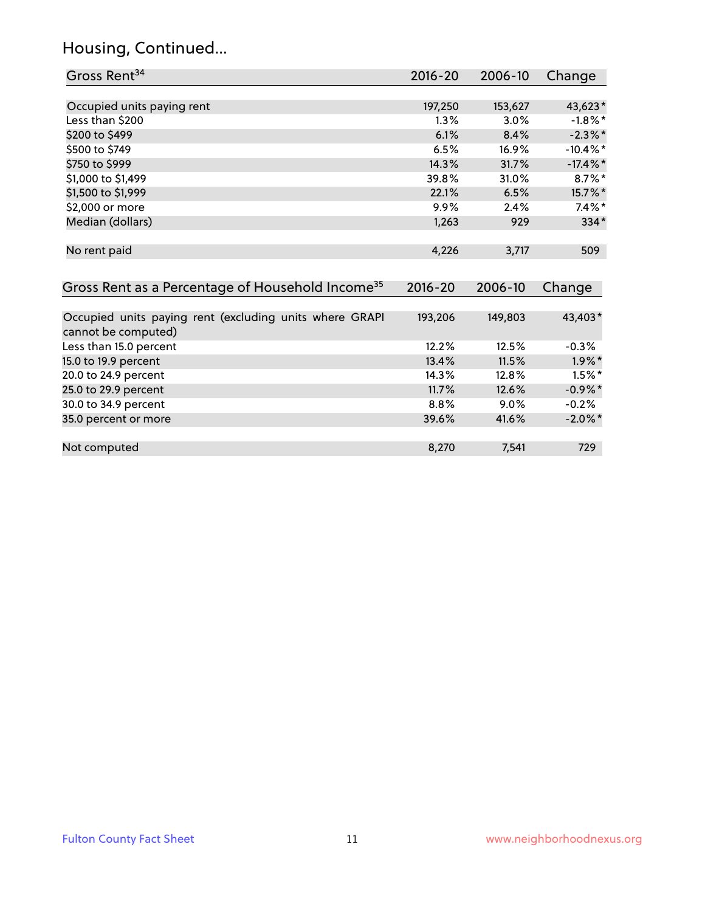## Housing, Continued...

| Gross Rent[34] | 2016-20 | 2006-10 | Change |
|---|---|---|---|
| Occupied units paying rent | 197,250 | 153,627 | 43,623* |
| Less than $200 | 1.3% | 3.0% | -1.8%* |
| $200 to $499 | 6.1% | 8.4% | -2.3%* |
| $500 to $749 | 6.5% | 16.9% | -10.4%* |
| $750 to $999 | 14.3% | 31.7% | -17.4%* |
| $1,000 to $1,499 | 39.8% | 31.0% | 8.7%* |
| $1,500 to $1,999 | 22.1% | 6.5% | 15.7%* |
| $2,000 or more | 9.9% | 2.4% | 7.4%* |
| Median (dollars) | 1,263 | 929 | 334* |
| No rent paid | 4,226 | 3,717 | 509 |

| Gross Rent as a Percentage of Household Income[35] | 2016-20 | 2006-10 | Change |
|---|---|---|---|
| Occupied units paying rent (excluding units where GRAPI cannot be computed) | 193,206 | 149,803 | 43,403* |
| Less than 15.0 percent | 12.2% | 12.5% | -0.3% |
| 15.0 to 19.9 percent | 13.4% | 11.5% | 1.9%* |
| 20.0 to 24.9 percent | 14.3% | 12.8% | 1.5%* |
| 25.0 to 29.9 percent | 11.7% | 12.6% | -0.9%* |
| 30.0 to 34.9 percent | 8.8% | 9.0% | -0.2% |
| 35.0 percent or more | 39.6% | 41.6% | -2.0%* |
| Not computed | 8,270 | 7,541 | 729 |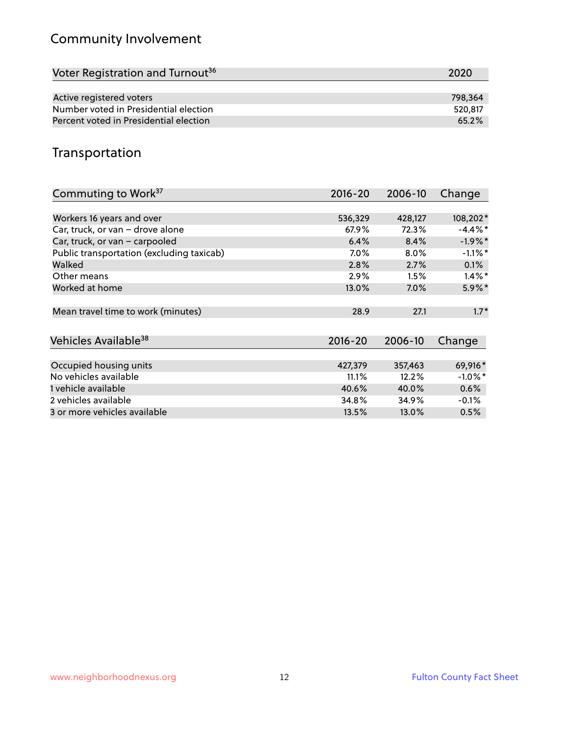## Community Involvement

| Voter Registration and Turnout[36] | 2020 |
|---|---|
| Active registered voters | 798,364 |
| Number voted in Presidential election | 520,817 |
| Percent voted in Presidential election | 65.2% |

## Transportation

| Commuting to Work[37] | 2016-20 | 2006-10 | Change |
|---|---|---|---|
| Workers 16 years and over | 536,329 | 428,127 | 108,202* |
| Car, truck, or van – drove alone | 67.9% | 72.3% | -4.4%* |
| Car, truck, or van – carpooled | 6.4% | 8.4% | -1.9%* |
| Public transportation (excluding taxicab) | 7.0% | 8.0% | -1.1%* |
| Walked | 2.8% | 2.7% | 0.1% |
| Other means | 2.9% | 1.5% | 1.4%* |
| Worked at home | 13.0% | 7.0% | 5.9%* |
| Mean travel time to work (minutes) | 28.9 | 27.1 | 1.7* |

| Vehicles Available[38] | 2016-20 | 2006-10 | Change |
|---|---|---|---|
| Occupied housing units | 427,379 | 357,463 | 69,916* |
| No vehicles available | 11.1% | 12.2% | -1.0%* |
| 1 vehicle available | 40.6% | 40.0% | 0.6% |
| 2 vehicles available | 34.8% | 34.9% | -0.1% |
| 3 or more vehicles available | 13.5% | 13.0% | 0.5% |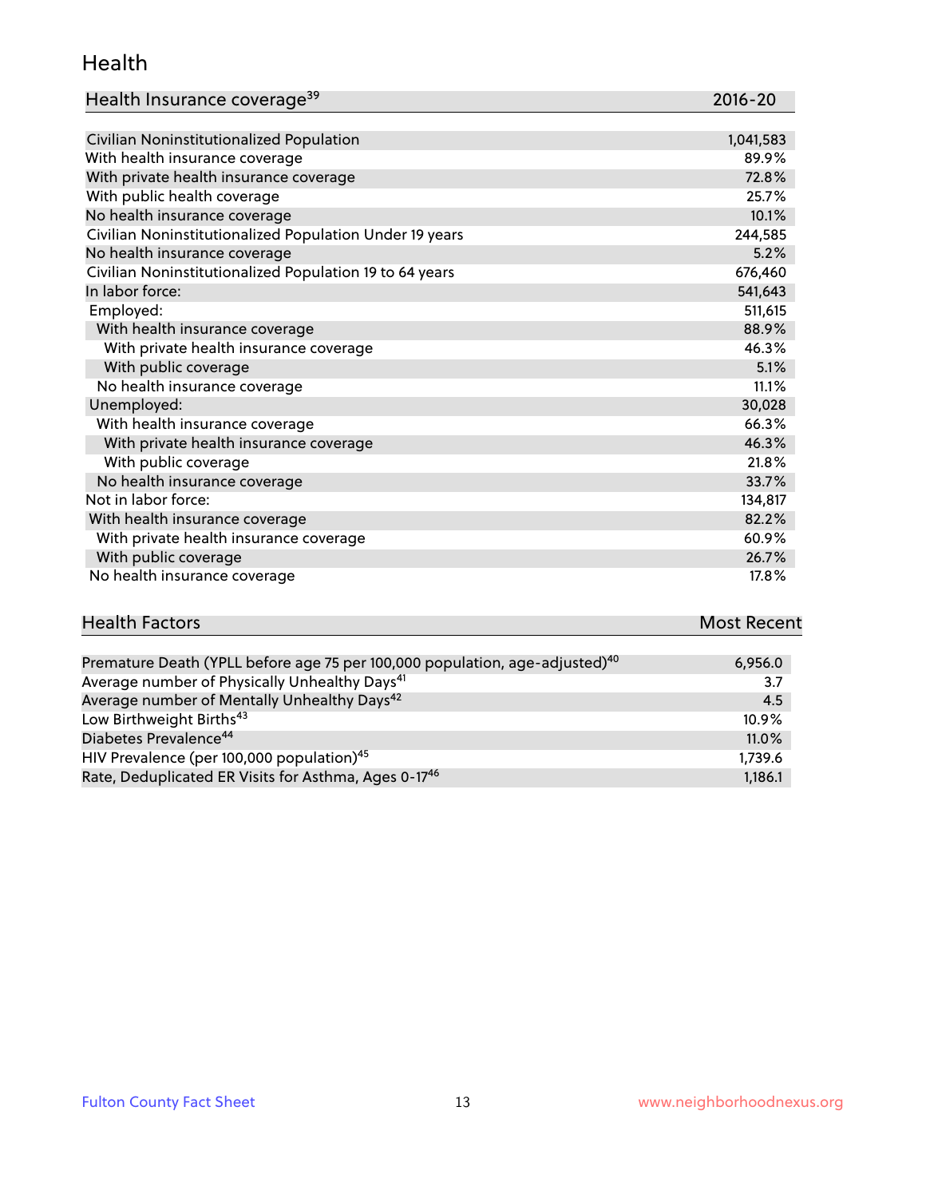# Health

| Health Insurance coverage[39] | 2016-20 |
| --- | --- |
| Civilian Noninstitutionalized Population | 1,041,583 |
| With health insurance coverage | 89.9% |
| With private health insurance coverage | 72.8% |
| With public health coverage | 25.7% |
| No health insurance coverage | 10.1% |
| Civilian Noninstitutionalized Population Under 19 years | 244,585 |
| No health insurance coverage | 5.2% |
| Civilian Noninstitutionalized Population 19 to 64 years | 676,460 |
| In labor force: | 541,643 |
| Employed: | 511,615 |
| With health insurance coverage | 88.9% |
| With private health insurance coverage | 46.3% |
| With public coverage | 5.1% |
| No health insurance coverage | 11.1% |
| Unemployed: | 30,028 |
| With health insurance coverage | 66.3% |
| With private health insurance coverage | 46.3% |
| With public coverage | 21.8% |
| No health insurance coverage | 33.7% |
| Not in labor force: | 134,817 |
| With health insurance coverage | 82.2% |
| With private health insurance coverage | 60.9% |
| With public coverage | 26.7% |
| No health insurance coverage | 17.8% |

| Health Factors | Most Recent |
| --- | --- |
| Premature Death (YPLL before age 75 per 100,000 population, age-adjusted)[40] | 6,956.0 |
| Average number of Physically Unhealthy Days[41] | 3.7 |
| Average number of Mentally Unhealthy Days[42] | 4.5 |
| Low Birthweight Births[43] | 10.9% |
| Diabetes Prevalence[44] | 11.0% |
| HIV Prevalence (per 100,000 population)[45] | 1,739.6 |
| Rate, Deduplicated ER Visits for Asthma, Ages 0-17[46] | 1,186.1 |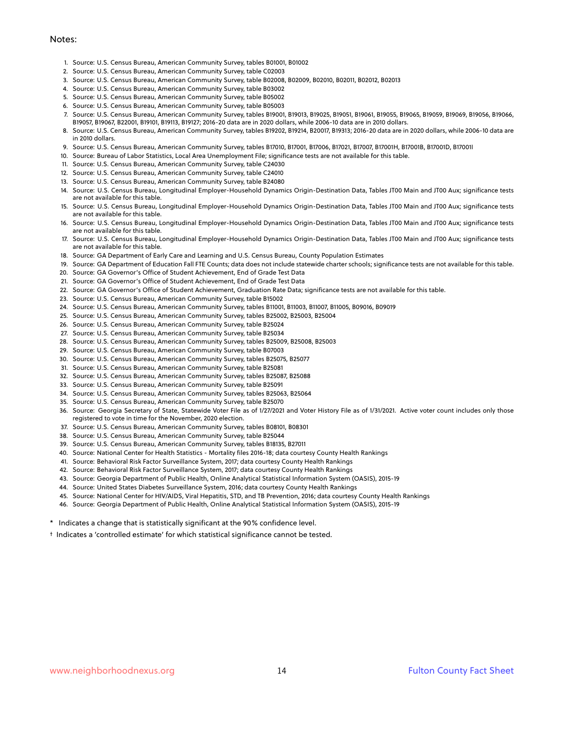Notes:

1. Source: U.S. Census Bureau, American Community Survey, tables B01001, B01002
2. Source: U.S. Census Bureau, American Community Survey, table C02003
3. Source: U.S. Census Bureau, American Community Survey, table B02008, B02009, B02010, B02011, B02012, B02013
4. Source: U.S. Census Bureau, American Community Survey, table B03002
5. Source: U.S. Census Bureau, American Community Survey, table B05002
6. Source: U.S. Census Bureau, American Community Survey, table B05003
7. Source: U.S. Census Bureau, American Community Survey, tables B19001, B19013, B19025, B19051, B19061, B19055, B19065, B19059, B19069, B19056, B19066, B19057, B19067, B22001, B19101, B19113, B19127; 2016-20 data are in 2020 dollars, while 2006-10 data are in 2010 dollars.
8. Source: U.S. Census Bureau, American Community Survey, tables B19202, B19214, B20017, B19313; 2016-20 data are in 2020 dollars, while 2006-10 data are in 2010 dollars.
9. Source: U.S. Census Bureau, American Community Survey, tables B17010, B17001, B17006, B17021, B17007, B17001H, B17001B, B17001D, B17001I
10. Source: Bureau of Labor Statistics, Local Area Unemployment File; significance tests are not available for this table.
11. Source: U.S. Census Bureau, American Community Survey, table C24030
12. Source: U.S. Census Bureau, American Community Survey, table C24010
13. Source: U.S. Census Bureau, American Community Survey, table B24080
14. Source: U.S. Census Bureau, Longitudinal Employer-Household Dynamics Origin-Destination Data, Tables JT00 Main and JT00 Aux; significance tests are not available for this table.
15. Source: U.S. Census Bureau, Longitudinal Employer-Household Dynamics Origin-Destination Data, Tables JT00 Main and JT00 Aux; significance tests are not available for this table.
16. Source: U.S. Census Bureau, Longitudinal Employer-Household Dynamics Origin-Destination Data, Tables JT00 Main and JT00 Aux; significance tests are not available for this table.
17. Source: U.S. Census Bureau, Longitudinal Employer-Household Dynamics Origin-Destination Data, Tables JT00 Main and JT00 Aux; significance tests are not available for this table.
18. Source: GA Department of Early Care and Learning and U.S. Census Bureau, County Population Estimates
19. Source: GA Department of Education Fall FTE Counts; data does not include statewide charter schools; significance tests are not available for this table.
20. Source: GA Governor's Office of Student Achievement, End of Grade Test Data
21. Source: GA Governor's Office of Student Achievement, End of Grade Test Data
22. Source: GA Governor's Office of Student Achievement, Graduation Rate Data; significance tests are not available for this table.
23. Source: U.S. Census Bureau, American Community Survey, table B15002
24. Source: U.S. Census Bureau, American Community Survey, tables B11001, B11003, B11007, B11005, B09016, B09019
25. Source: U.S. Census Bureau, American Community Survey, tables B25002, B25003, B25004
26. Source: U.S. Census Bureau, American Community Survey, table B25024
27. Source: U.S. Census Bureau, American Community Survey, table B25034
28. Source: U.S. Census Bureau, American Community Survey, tables B25009, B25008, B25003
29. Source: U.S. Census Bureau, American Community Survey, table B07003
30. Source: U.S. Census Bureau, American Community Survey, tables B25075, B25077
31. Source: U.S. Census Bureau, American Community Survey, table B25081
32. Source: U.S. Census Bureau, American Community Survey, tables B25087, B25088
33. Source: U.S. Census Bureau, American Community Survey, table B25091
34. Source: U.S. Census Bureau, American Community Survey, tables B25063, B25064
35. Source: U.S. Census Bureau, American Community Survey, table B25070
36. Source: Georgia Secretary of State, Statewide Voter File as of 1/27/2021 and Voter History File as of 1/31/2021. Active voter count includes only those registered to vote in time for the November, 2020 election.
37. Source: U.S. Census Bureau, American Community Survey, tables B08101, B08301
38. Source: U.S. Census Bureau, American Community Survey, table B25044
39. Source: U.S. Census Bureau, American Community Survey, tables B18135, B27011
40. Source: National Center for Health Statistics - Mortality files 2016-18; data courtesy County Health Rankings
41. Source: Behavioral Risk Factor Surveillance System, 2017; data courtesy County Health Rankings
42. Source: Behavioral Risk Factor Surveillance System, 2017; data courtesy County Health Rankings
43. Source: Georgia Department of Public Health, Online Analytical Statistical Information System (OASIS), 2015-19
44. Source: United States Diabetes Surveillance System, 2016; data courtesy County Health Rankings
45. Source: National Center for HIV/AIDS, Viral Hepatitis, STD, and TB Prevention, 2016; data courtesy County Health Rankings
46. Source: Georgia Department of Public Health, Online Analytical Statistical Information System (OASIS), 2015-19

\* Indicates a change that is statistically significant at the 90% confidence level.

† Indicates a 'controlled estimate' for which statistical significance cannot be tested.